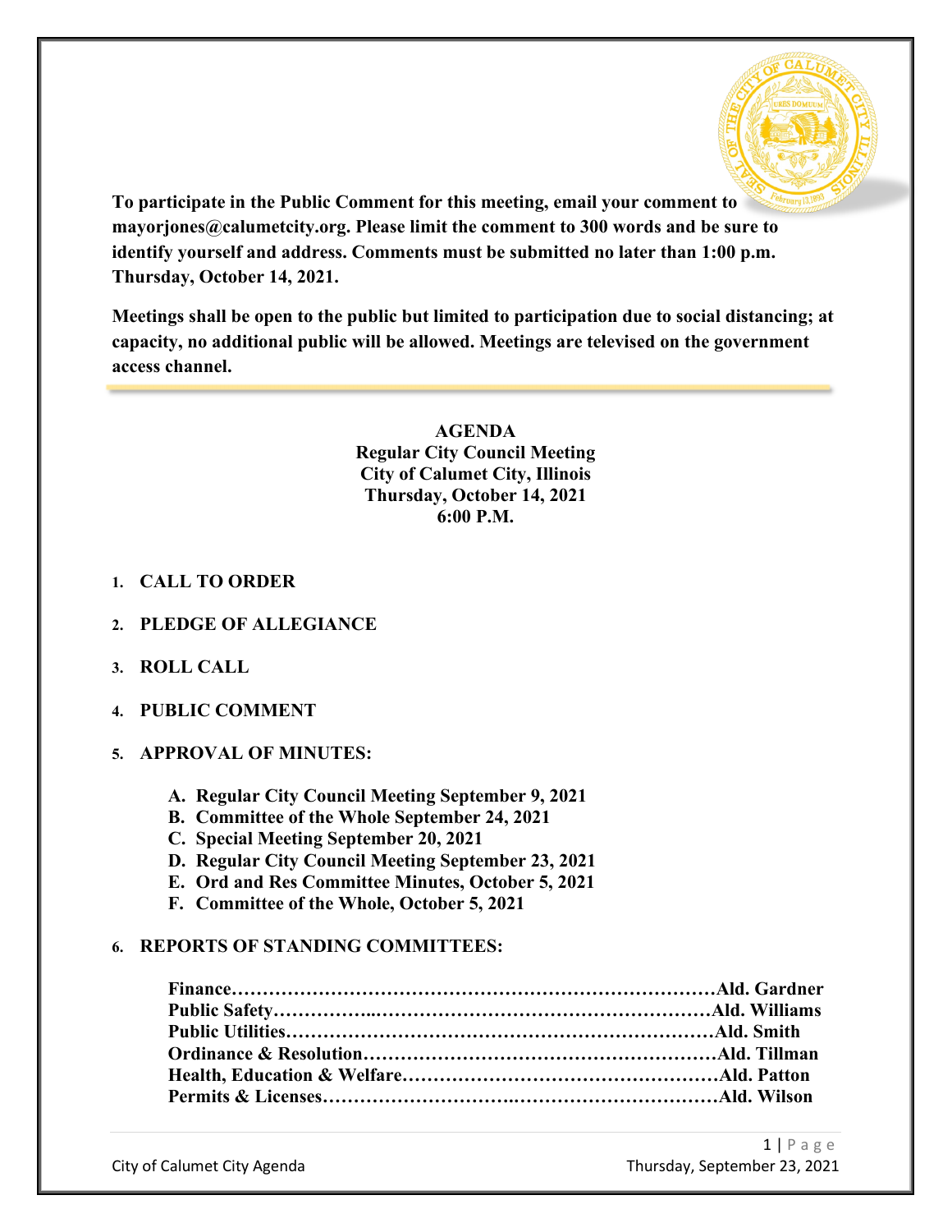**To participate in the Public Comment for this meeting, email your comment to mayorjones@calumetcity.org. Please limit the comment to 300 words and be sure to identify yourself and address. Comments must be submitted no later than 1:00 p.m. Thursday, October 14, 2021.**

**Meetings shall be open to the public but limited to participation due to social distancing; at capacity, no additional public will be allowed. Meetings are televised on the government access channel.**

**AGENDA**
**Regular City Council Meeting**
**City of Calumet City, Illinois**
**Thursday, October 14, 2021**
**6:00 P.M.**

1. **CALL TO ORDER**

2. **PLEDGE OF ALLEGIANCE**

3. **ROLL CALL**

4. **PUBLIC COMMENT**

5. **APPROVAL OF MINUTES:**

   A. **Regular City Council Meeting September 9, 2021**
   B. **Committee of the Whole September 24, 2021**
   C. **Special Meeting September 20, 2021**
   D. **Regular City Council Meeting September 23, 2021**
   E. **Ord and Res Committee Minutes, October 5, 2021**
   F. **Committee of the Whole, October 5, 2021**

6. **REPORTS OF STANDING COMMITTEES:**

   **Finance……………………………………………………………………Ald. Gardner**
   **Public Safety……………...……………………………………………….Ald. Williams**
   **Public Utilities……………………………………………………………Ald. Smith**
   **Ordinance & Resolution…………………………………………………Ald. Tillman**
   **Health, Education & Welfare……………………………………………Ald. Patton**
   **Permits & Licenses………………………..……………………………Ald. Wilson**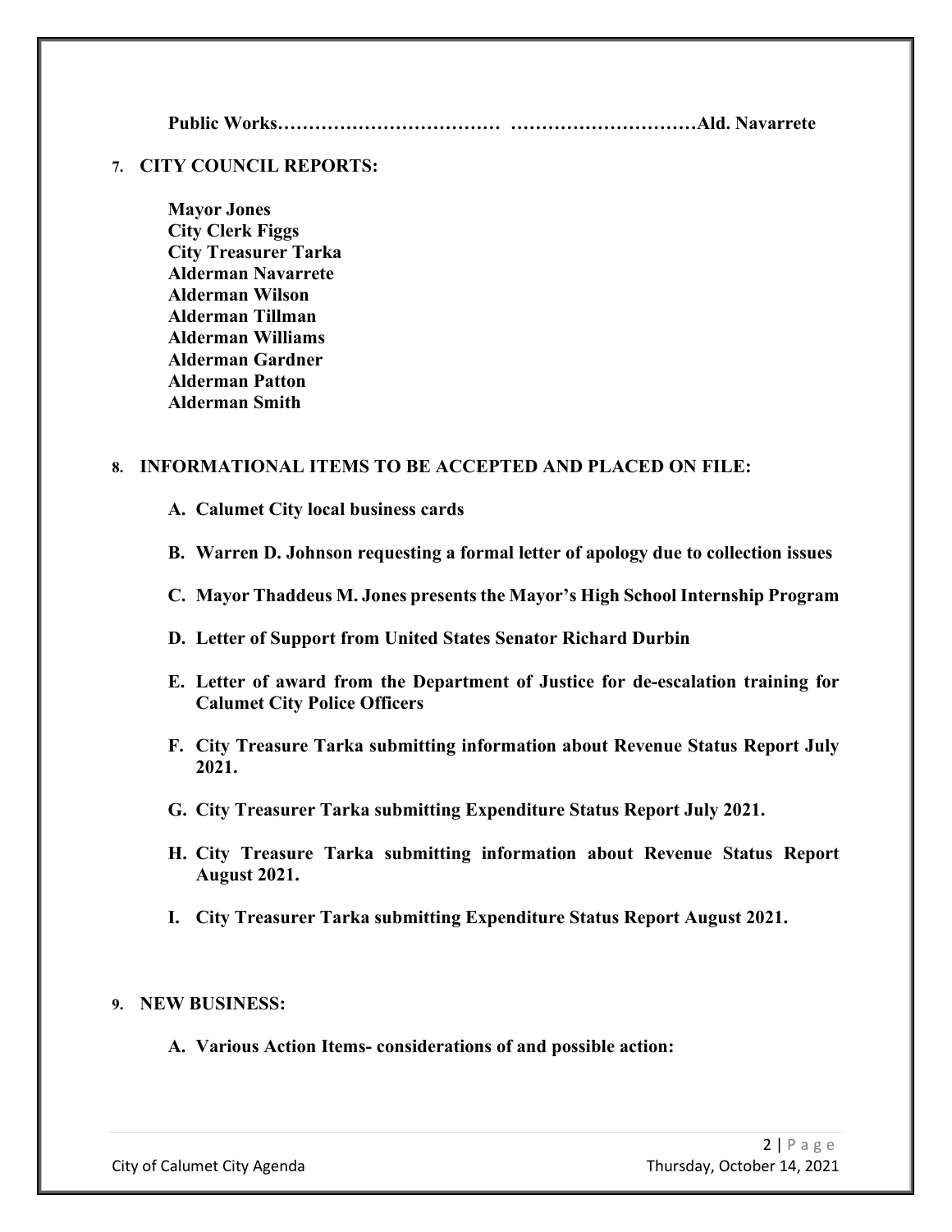**Public Works……………………………… …………………………Ald. Navarrete**

7. **CITY COUNCIL REPORTS:**

   **Mayor Jones**
   **City Clerk Figgs**
   **City Treasurer Tarka**
   **Alderman Navarrete**
   **Alderman Wilson**
   **Alderman Tillman**
   **Alderman Williams**
   **Alderman Gardner**
   **Alderman Patton**
   **Alderman Smith**

8. **INFORMATIONAL ITEMS TO BE ACCEPTED AND PLACED ON FILE:**

   A. **Calumet City local business cards**

   B. **Warren D. Johnson requesting a formal letter of apology due to collection issues**

   C. **Mayor Thaddeus M. Jones presents the Mayor's High School Internship Program**

   D. **Letter of Support from United States Senator Richard Durbin**

   E. **Letter of award from the Department of Justice for de-escalation training for Calumet City Police Officers**

   F. **City Treasure Tarka submitting information about Revenue Status Report July 2021.**

   G. **City Treasurer Tarka submitting Expenditure Status Report July 2021.**

   H. **City Treasure Tarka submitting information about Revenue Status Report August 2021.**

   I. **City Treasurer Tarka submitting Expenditure Status Report August 2021.**

9. **NEW BUSINESS:**

   A. **Various Action Items- considerations of and possible action:**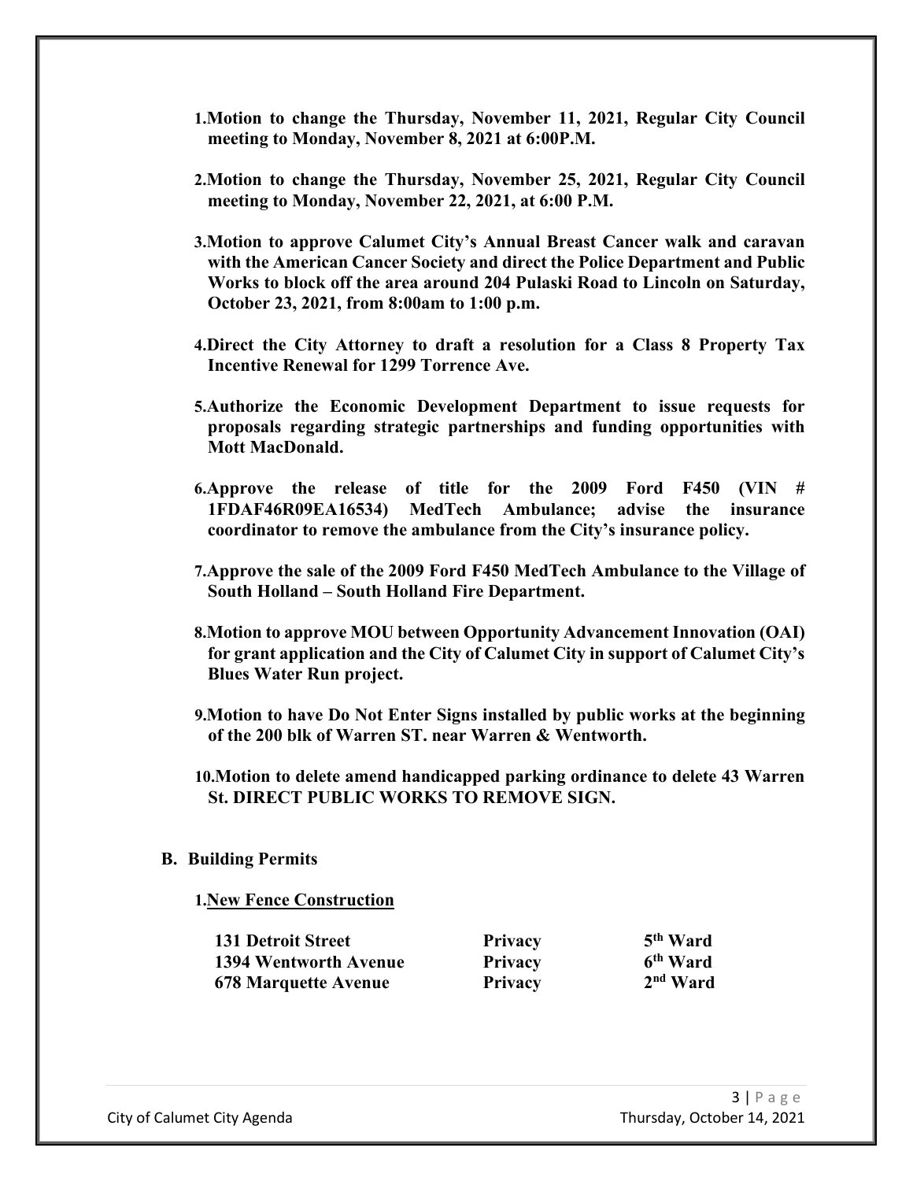1. **Motion to change the Thursday, November 11, 2021, Regular City Council meeting to Monday, November 8, 2021 at 6:00P.M.**

2. **Motion to change the Thursday, November 25, 2021, Regular City Council meeting to Monday, November 22, 2021, at 6:00 P.M.**

3. **Motion to approve Calumet City's Annual Breast Cancer walk and caravan with the American Cancer Society and direct the Police Department and Public Works to block off the area around 204 Pulaski Road to Lincoln on Saturday, October 23, 2021, from 8:00am to 1:00 p.m.**

4. **Direct the City Attorney to draft a resolution for a Class 8 Property Tax Incentive Renewal for 1299 Torrence Ave.**

5. **Authorize the Economic Development Department to issue requests for proposals regarding strategic partnerships and funding opportunities with Mott MacDonald.**

6. **Approve the release of title for the 2009 Ford F450 (VIN # 1FDAF46R09EA16534) MedTech Ambulance; advise the insurance coordinator to remove the ambulance from the City's insurance policy.**

7. **Approve the sale of the 2009 Ford F450 MedTech Ambulance to the Village of South Holland – South Holland Fire Department.**

8. **Motion to approve MOU between Opportunity Advancement Innovation (OAI) for grant application and the City of Calumet City in support of Calumet City's Blues Water Run project.**

9. **Motion to have Do Not Enter Signs installed by public works at the beginning of the 200 blk of Warren ST. near Warren & Wentworth.**

10. **Motion to delete amend handicapped parking ordinance to delete 43 Warren St. DIRECT PUBLIC WORKS TO REMOVE SIGN.**

**B. Building Permits**

1. **<u>New Fence Construction</u>**

| | | |
|---|---|---|
| **131 Detroit Street** | **Privacy** | **5th Ward** |
| **1394 Wentworth Avenue** | **Privacy** | **6th Ward** |
| **678 Marquette Avenue** | **Privacy** | **2nd Ward** |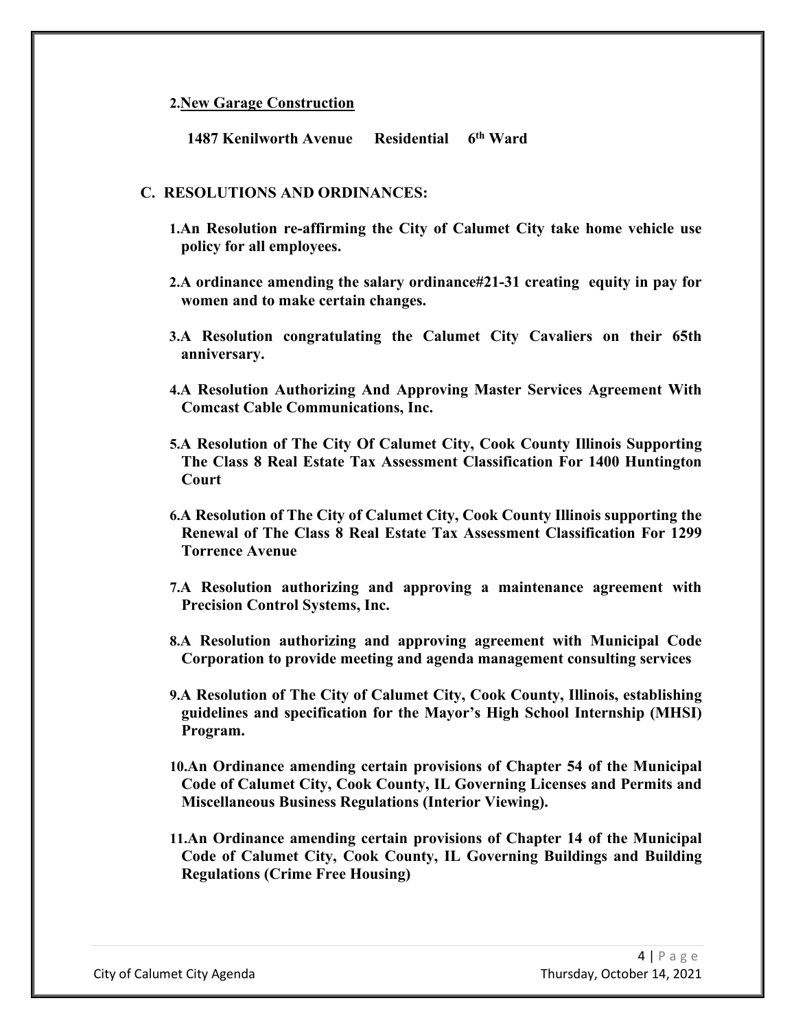2. **<u>New Garage Construction</u>**

**1487 Kenilworth Avenue Residential 6th Ward**

**C. RESOLUTIONS AND ORDINANCES:**

1. **An Resolution re-affirming the City of Calumet City take home vehicle use policy for all employees.**

2. **A ordinance amending the salary ordinance#21-31 creating equity in pay for women and to make certain changes.**

3. **A Resolution congratulating the Calumet City Cavaliers on their 65th anniversary.**

4. **A Resolution Authorizing And Approving Master Services Agreement With Comcast Cable Communications, Inc.**

5. **A Resolution of The City Of Calumet City, Cook County Illinois Supporting The Class 8 Real Estate Tax Assessment Classification For 1400 Huntington Court**

6. **A Resolution of The City of Calumet City, Cook County Illinois supporting the Renewal of The Class 8 Real Estate Tax Assessment Classification For 1299 Torrence Avenue**

7. **A Resolution authorizing and approving a maintenance agreement with Precision Control Systems, Inc.**

8. **A Resolution authorizing and approving agreement with Municipal Code Corporation to provide meeting and agenda management consulting services**

9. **A Resolution of The City of Calumet City, Cook County, Illinois, establishing guidelines and specification for the Mayor's High School Internship (MHSI) Program.**

10. **An Ordinance amending certain provisions of Chapter 54 of the Municipal Code of Calumet City, Cook County, IL Governing Licenses and Permits and Miscellaneous Business Regulations (Interior Viewing).**

11. **An Ordinance amending certain provisions of Chapter 14 of the Municipal Code of Calumet City, Cook County, IL Governing Buildings and Building Regulations (Crime Free Housing)**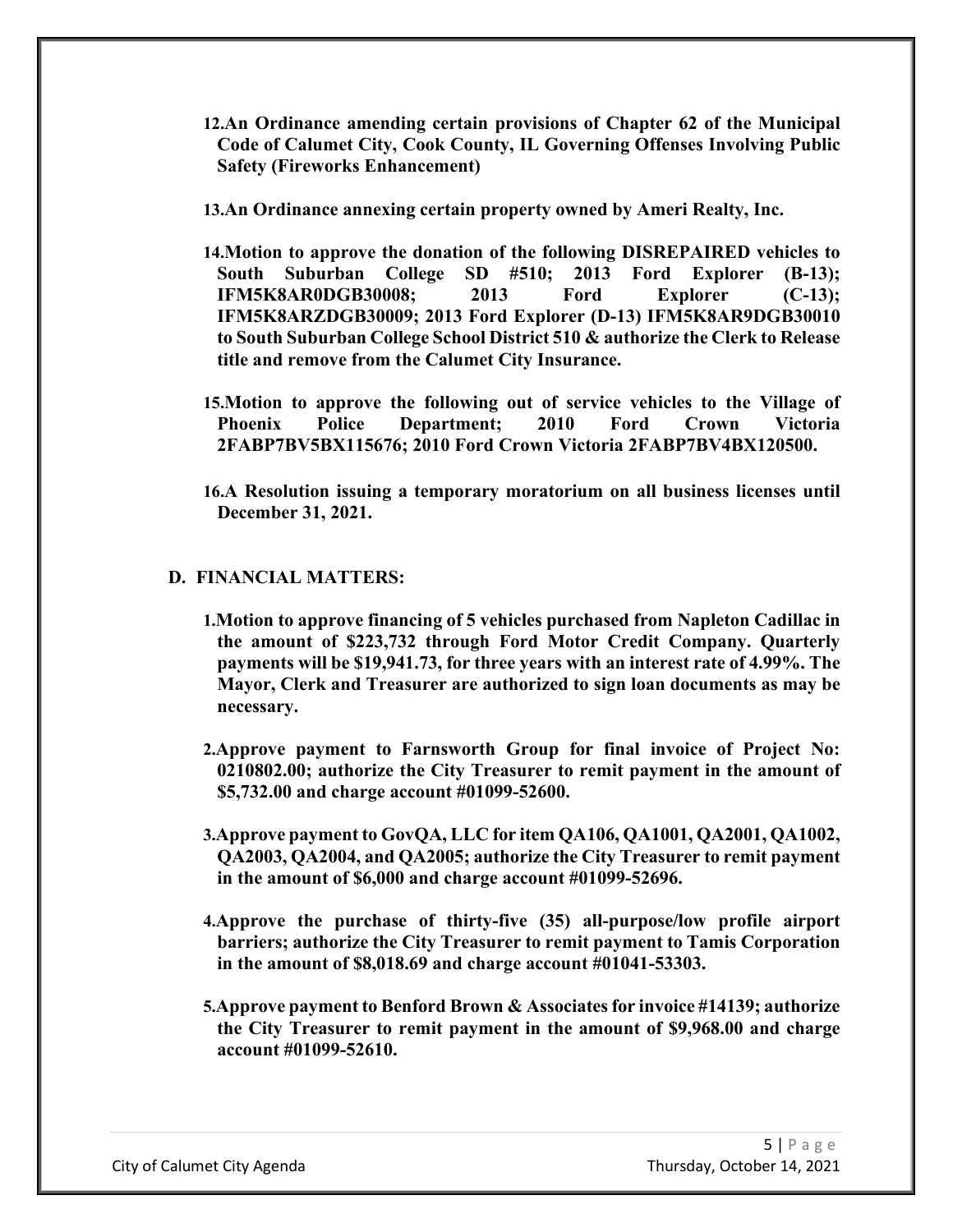**12. An Ordinance amending certain provisions of Chapter 62 of the Municipal Code of Calumet City, Cook County, IL Governing Offenses Involving Public Safety (Fireworks Enhancement)**

**13. An Ordinance annexing certain property owned by Ameri Realty, Inc.**

**14. Motion to approve the donation of the following DISREPAIRED vehicles to South Suburban College SD #510; 2013 Ford Explorer (B-13); IFM5K8AR0DGB30008; 2013 Ford Explorer (C-13); IFM5K8ARZDGB30009; 2013 Ford Explorer (D-13) IFM5K8AR9DGB30010 to South Suburban College School District 510 & authorize the Clerk to Release title and remove from the Calumet City Insurance.**

**15. Motion to approve the following out of service vehicles to the Village of Phoenix Police Department; 2010 Ford Crown Victoria 2FABP7BV5BX115676; 2010 Ford Crown Victoria 2FABP7BV4BX120500.**

**16. A Resolution issuing a temporary moratorium on all business licenses until December 31, 2021.**

## D. FINANCIAL MATTERS:

**1. Motion to approve financing of 5 vehicles purchased from Napleton Cadillac in the amount of $223,732 through Ford Motor Credit Company. Quarterly payments will be $19,941.73, for three years with an interest rate of 4.99%. The Mayor, Clerk and Treasurer are authorized to sign loan documents as may be necessary.**

**2. Approve payment to Farnsworth Group for final invoice of Project No: 0210802.00; authorize the City Treasurer to remit payment in the amount of $5,732.00 and charge account #01099-52600.**

**3. Approve payment to GovQA, LLC for item QA106, QA1001, QA2001, QA1002, QA2003, QA2004, and QA2005; authorize the City Treasurer to remit payment in the amount of $6,000 and charge account #01099-52696.**

**4. Approve the purchase of thirty-five (35) all-purpose/low profile airport barriers; authorize the City Treasurer to remit payment to Tamis Corporation in the amount of $8,018.69 and charge account #01041-53303.**

**5. Approve payment to Benford Brown & Associates for invoice #14139; authorize the City Treasurer to remit payment in the amount of $9,968.00 and charge account #01099-52610.**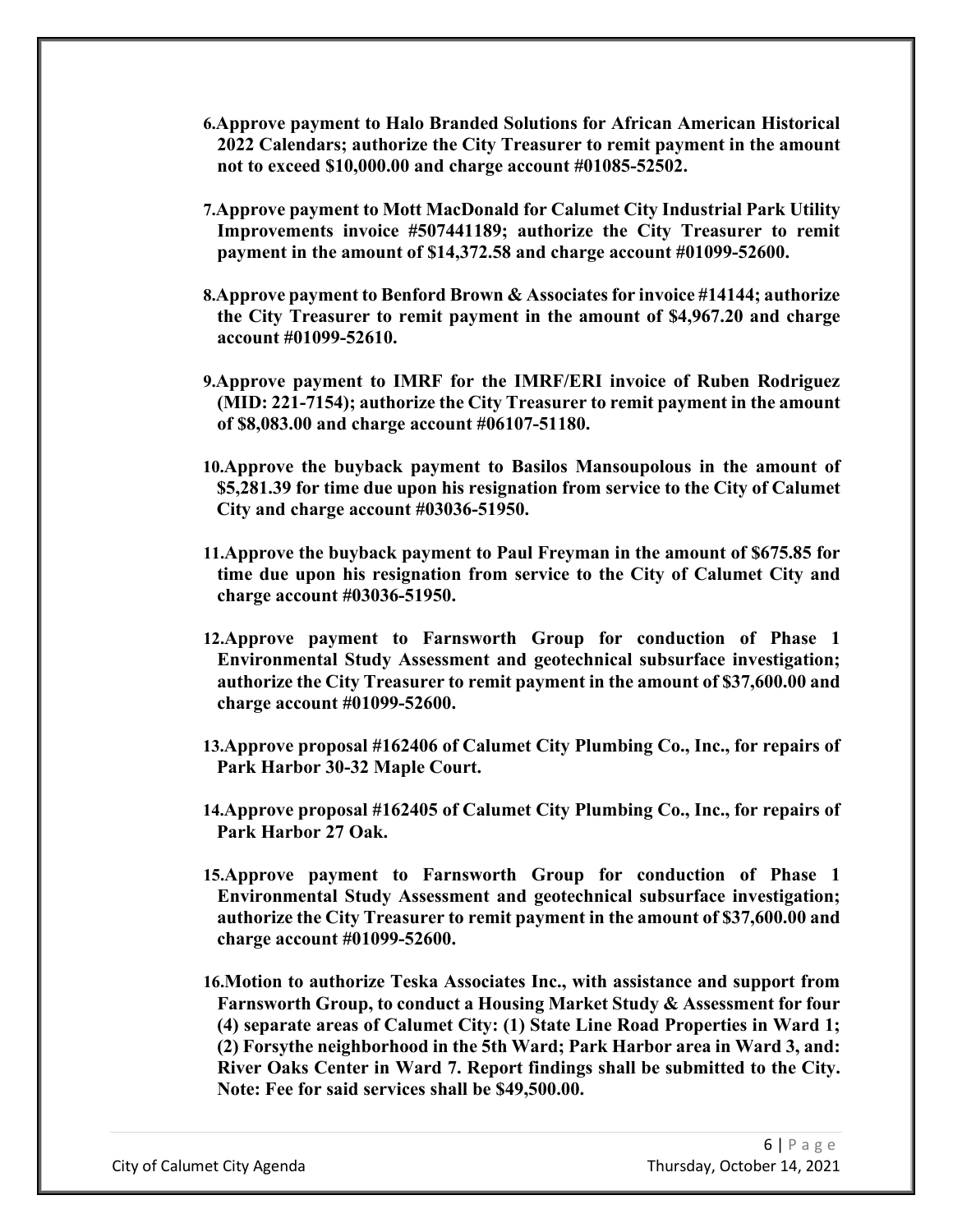6. **Approve payment to Halo Branded Solutions for African American Historical 2022 Calendars; authorize the City Treasurer to remit payment in the amount not to exceed $10,000.00 and charge account #01085-52502.**

7. **Approve payment to Mott MacDonald for Calumet City Industrial Park Utility Improvements invoice #507441189; authorize the City Treasurer to remit payment in the amount of $14,372.58 and charge account #01099-52600.**

8. **Approve payment to Benford Brown & Associates for invoice #14144; authorize the City Treasurer to remit payment in the amount of $4,967.20 and charge account #01099-52610.**

9. **Approve payment to IMRF for the IMRF/ERI invoice of Ruben Rodriguez (MID: 221-7154); authorize the City Treasurer to remit payment in the amount of $8,083.00 and charge account #06107-51180.**

10. **Approve the buyback payment to Basilos Mansoupolous in the amount of $5,281.39 for time due upon his resignation from service to the City of Calumet City and charge account #03036-51950.**

11. **Approve the buyback payment to Paul Freyman in the amount of $675.85 for time due upon his resignation from service to the City of Calumet City and charge account #03036-51950.**

12. **Approve payment to Farnsworth Group for conduction of Phase 1 Environmental Study Assessment and geotechnical subsurface investigation; authorize the City Treasurer to remit payment in the amount of $37,600.00 and charge account #01099-52600.**

13. **Approve proposal #162406 of Calumet City Plumbing Co., Inc., for repairs of Park Harbor 30-32 Maple Court.**

14. **Approve proposal #162405 of Calumet City Plumbing Co., Inc., for repairs of Park Harbor 27 Oak.**

15. **Approve payment to Farnsworth Group for conduction of Phase 1 Environmental Study Assessment and geotechnical subsurface investigation; authorize the City Treasurer to remit payment in the amount of $37,600.00 and charge account #01099-52600.**

16. **Motion to authorize Teska Associates Inc., with assistance and support from Farnsworth Group, to conduct a Housing Market Study & Assessment for four (4) separate areas of Calumet City: (1) State Line Road Properties in Ward 1; (2) Forsythe neighborhood in the 5th Ward; Park Harbor area in Ward 3, and: River Oaks Center in Ward 7. Report findings shall be submitted to the City. Note: Fee for said services shall be $49,500.00.**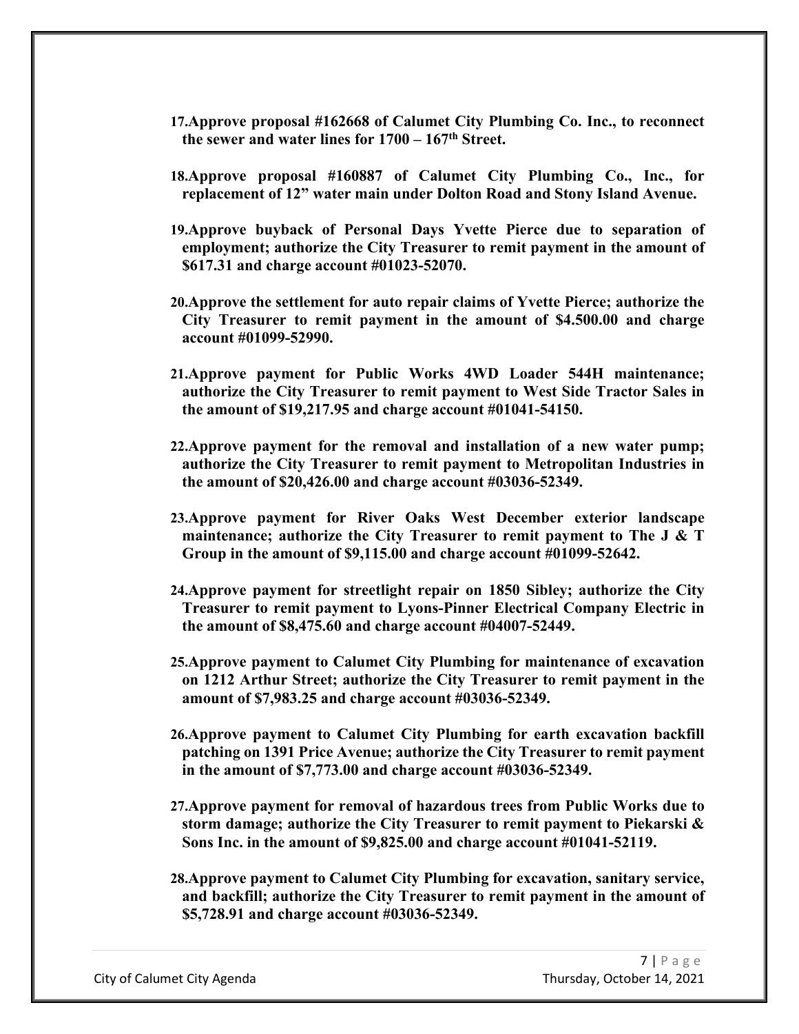**17. Approve proposal #162668 of Calumet City Plumbing Co. Inc., to reconnect the sewer and water lines for 1700 – 167th Street.**

**18. Approve proposal #160887 of Calumet City Plumbing Co., Inc., for replacement of 12" water main under Dolton Road and Stony Island Avenue.**

**19. Approve buyback of Personal Days Yvette Pierce due to separation of employment; authorize the City Treasurer to remit payment in the amount of $617.31 and charge account #01023-52070.**

**20. Approve the settlement for auto repair claims of Yvette Pierce; authorize the City Treasurer to remit payment in the amount of $4.500.00 and charge account #01099-52990.**

**21. Approve payment for Public Works 4WD Loader 544H maintenance; authorize the City Treasurer to remit payment to West Side Tractor Sales in the amount of $19,217.95 and charge account #01041-54150.**

**22. Approve payment for the removal and installation of a new water pump; authorize the City Treasurer to remit payment to Metropolitan Industries in the amount of $20,426.00 and charge account #03036-52349.**

**23. Approve payment for River Oaks West December exterior landscape maintenance; authorize the City Treasurer to remit payment to The J & T Group in the amount of $9,115.00 and charge account #01099-52642.**

**24. Approve payment for streetlight repair on 1850 Sibley; authorize the City Treasurer to remit payment to Lyons-Pinner Electrical Company Electric in the amount of $8,475.60 and charge account #04007-52449.**

**25. Approve payment to Calumet City Plumbing for maintenance of excavation on 1212 Arthur Street; authorize the City Treasurer to remit payment in the amount of $7,983.25 and charge account #03036-52349.**

**26. Approve payment to Calumet City Plumbing for earth excavation backfill patching on 1391 Price Avenue; authorize the City Treasurer to remit payment in the amount of $7,773.00 and charge account #03036-52349.**

**27. Approve payment for removal of hazardous trees from Public Works due to storm damage; authorize the City Treasurer to remit payment to Piekarski & Sons Inc. in the amount of $9,825.00 and charge account #01041-52119.**

**28. Approve payment to Calumet City Plumbing for excavation, sanitary service, and backfill; authorize the City Treasurer to remit payment in the amount of $5,728.91 and charge account #03036-52349.**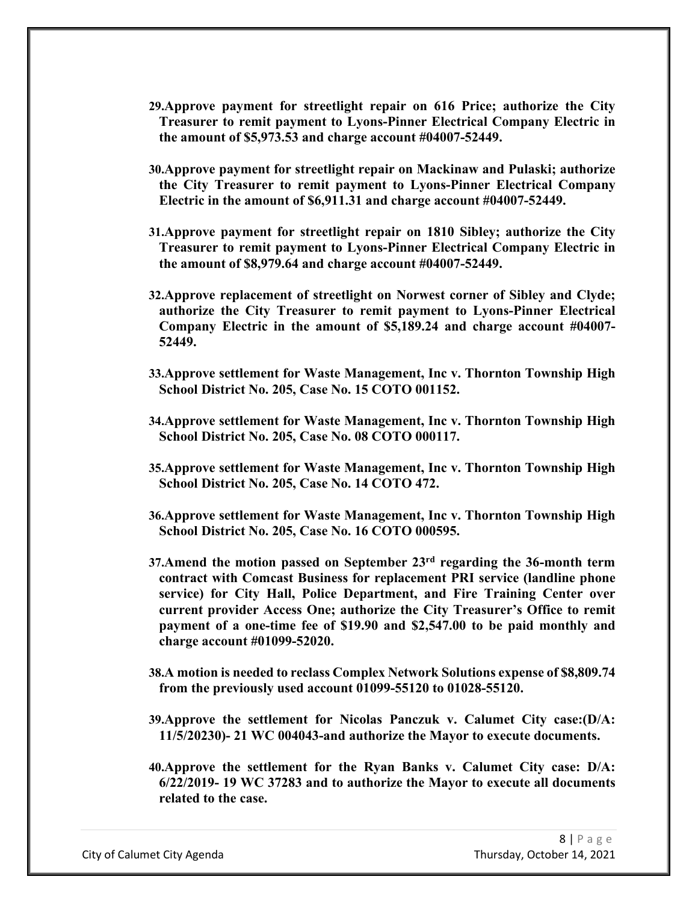29. **Approve payment for streetlight repair on 616 Price; authorize the City Treasurer to remit payment to Lyons-Pinner Electrical Company Electric in the amount of $5,973.53 and charge account #04007-52449.**

30. **Approve payment for streetlight repair on Mackinaw and Pulaski; authorize the City Treasurer to remit payment to Lyons-Pinner Electrical Company Electric in the amount of $6,911.31 and charge account #04007-52449.**

31. **Approve payment for streetlight repair on 1810 Sibley; authorize the City Treasurer to remit payment to Lyons-Pinner Electrical Company Electric in the amount of $8,979.64 and charge account #04007-52449.**

32. **Approve replacement of streetlight on Norwest corner of Sibley and Clyde; authorize the City Treasurer to remit payment to Lyons-Pinner Electrical Company Electric in the amount of $5,189.24 and charge account #04007-52449.**

33. **Approve settlement for Waste Management, Inc v. Thornton Township High School District No. 205, Case No. 15 COTO 001152.**

34. **Approve settlement for Waste Management, Inc v. Thornton Township High School District No. 205, Case No. 08 COTO 000117.**

35. **Approve settlement for Waste Management, Inc v. Thornton Township High School District No. 205, Case No. 14 COTO 472.**

36. **Approve settlement for Waste Management, Inc v. Thornton Township High School District No. 205, Case No. 16 COTO 000595.**

37. **Amend the motion passed on September 23rd regarding the 36-month term contract with Comcast Business for replacement PRI service (landline phone service) for City Hall, Police Department, and Fire Training Center over current provider Access One; authorize the City Treasurer's Office to remit payment of a one-time fee of $19.90 and $2,547.00 to be paid monthly and charge account #01099-52020.**

38. **A motion is needed to reclass Complex Network Solutions expense of $8,809.74 from the previously used account 01099-55120 to 01028-55120.**

39. **Approve the settlement for Nicolas Panczuk v. Calumet City case:(D/A: 11/5/20230)- 21 WC 004043-and authorize the Mayor to execute documents.**

40. **Approve the settlement for the Ryan Banks v. Calumet City case: D/A: 6/22/2019- 19 WC 37283 and to authorize the Mayor to execute all documents related to the case.**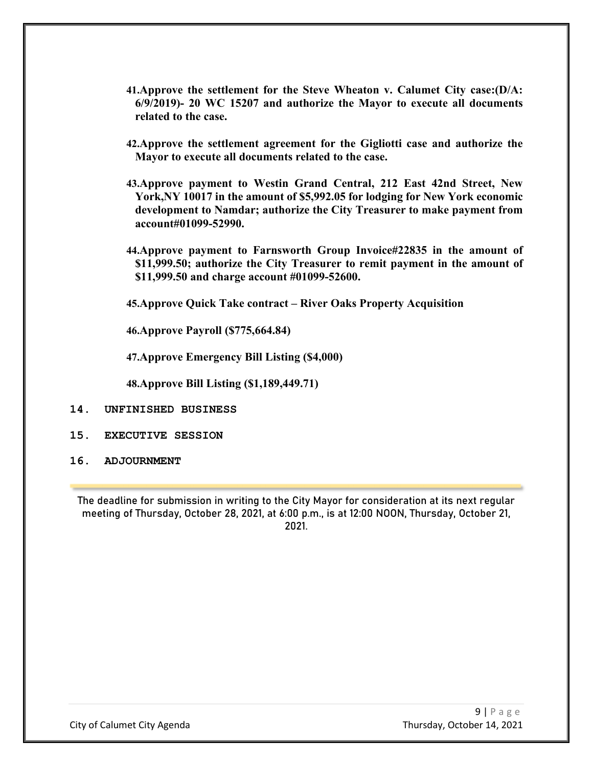41. **Approve the settlement for the Steve Wheaton v. Calumet City case:(D/A: 6/9/2019)- 20 WC 15207 and authorize the Mayor to execute all documents related to the case.**

42. **Approve the settlement agreement for the Gigliotti case and authorize the Mayor to execute all documents related to the case.**

43. **Approve payment to Westin Grand Central, 212 East 42nd Street, New York,NY 10017 in the amount of $5,992.05 for lodging for New York economic development to Namdar; authorize the City Treasurer to make payment from account#01099-52990.**

44. **Approve payment to Farnsworth Group Invoice#22835 in the amount of $11,999.50; authorize the City Treasurer to remit payment in the amount of $11,999.50 and charge account #01099-52600.**

45. **Approve Quick Take contract – River Oaks Property Acquisition**

46. **Approve Payroll ($775,664.84)**

47. **Approve Emergency Bill Listing ($4,000)**

48. **Approve Bill Listing ($1,189,449.71)**

**14. UNFINISHED BUSINESS**

**15. EXECUTIVE SESSION**

**16. ADJOURNMENT**

---

The deadline for submission in writing to the City Mayor for consideration at its next regular meeting of Thursday, October 28, 2021, at 6:00 p.m., is at 12:00 NOON, Thursday, October 21, 2021.